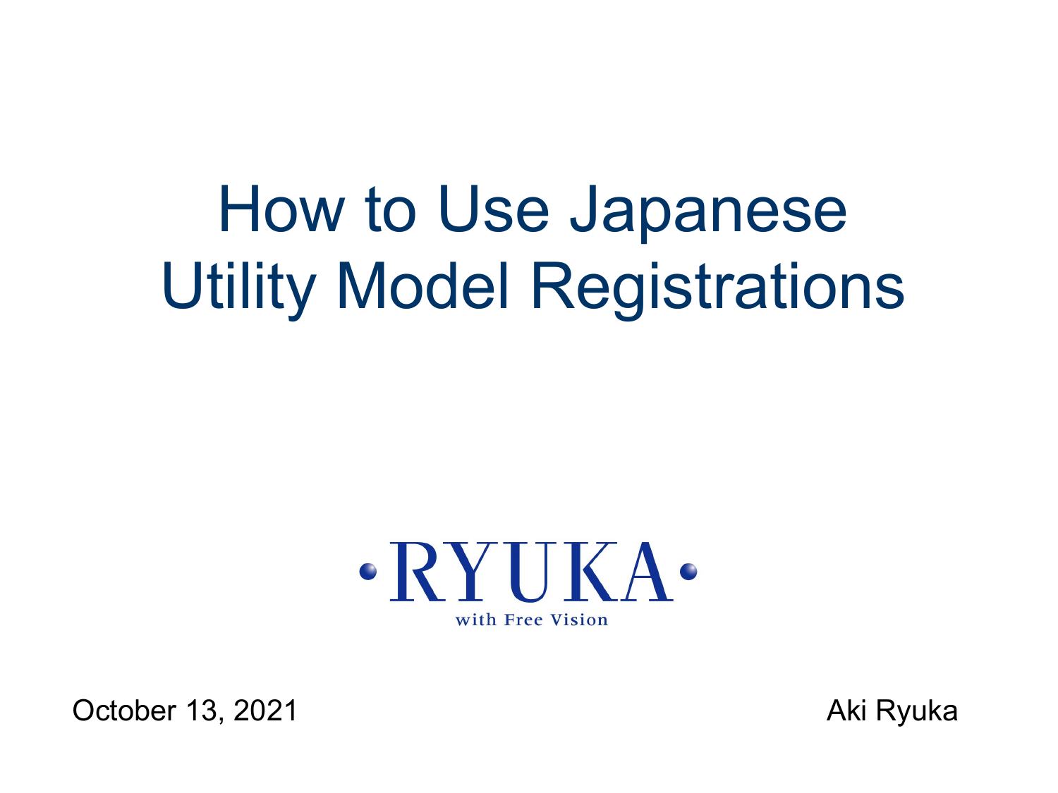# How to Use Japanese Utility Model Registrations

RYUKA

with Free Vision

October 13, 2021

Aki Ryuka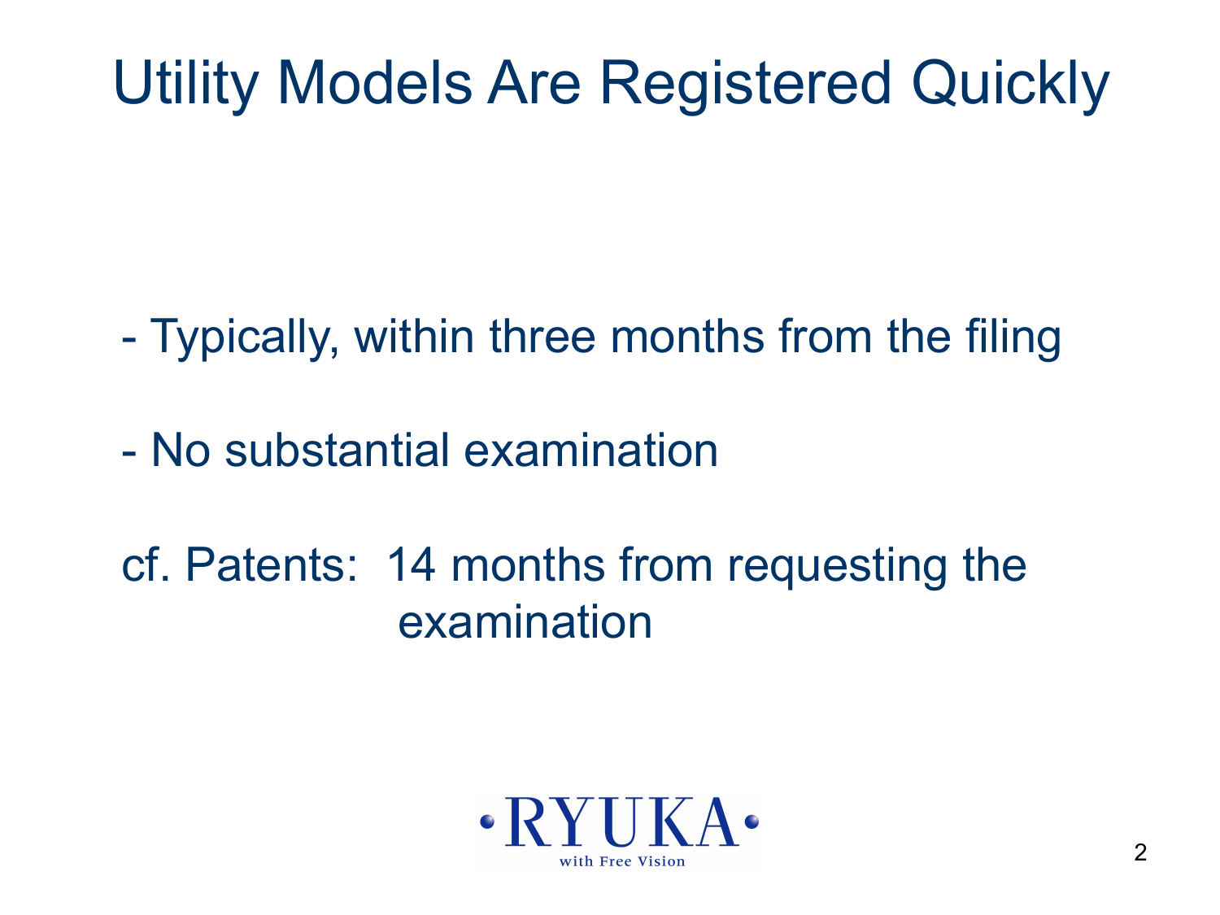# Utility Models Are Registered Quickly

- Typically, within three months from the filing
- No substantial examination

cf. Patents: 14 months from requesting the examination

RYUKA
with Free Vision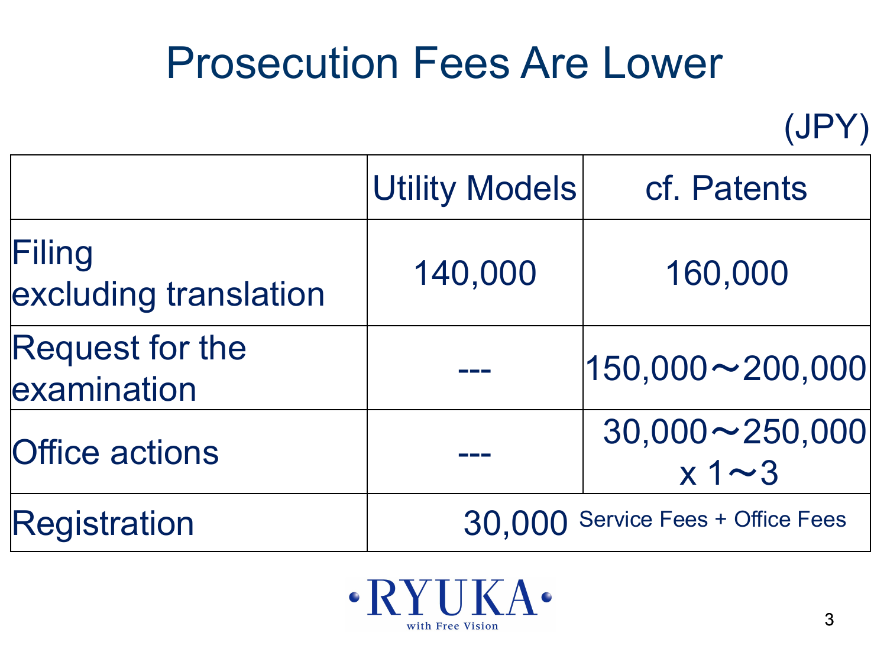# Prosecution Fees Are Lower

(JPY)

| | Utility Models | cf. Patents |
|---|---|---|
| Filing excluding translation | 140,000 | 160,000 |
| Request for the examination | --- | 150,000〜200,000 |
| Office actions | --- | 30,000〜250,000 x 1〜3 |
| Registration | 30,000 Service Fees + Office Fees | |

RYUKA with Free Vision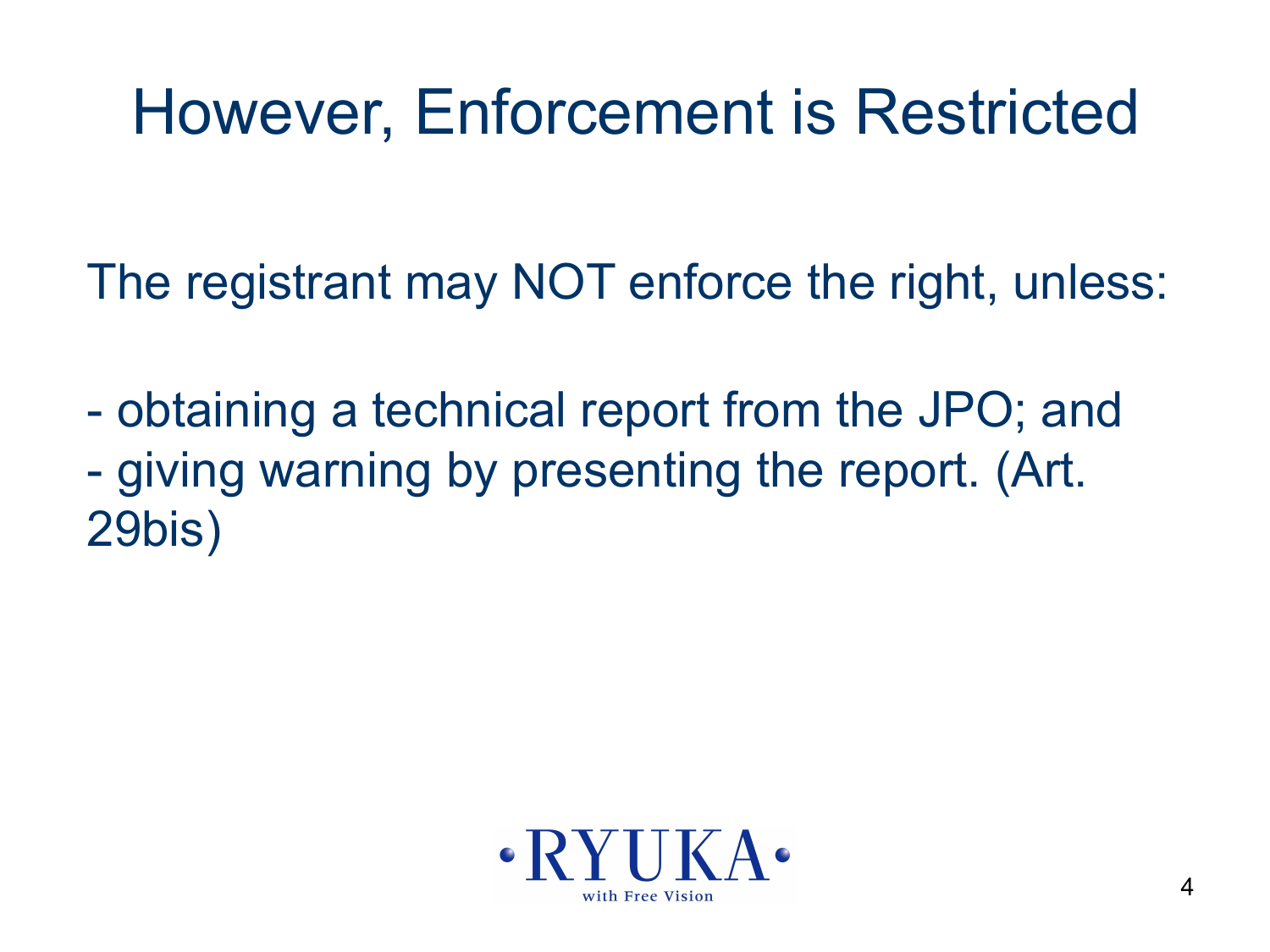# However, Enforcement is Restricted

The registrant may NOT enforce the right, unless:

- obtaining a technical report from the JPO; and
- giving warning by presenting the report. (Art. 29bis)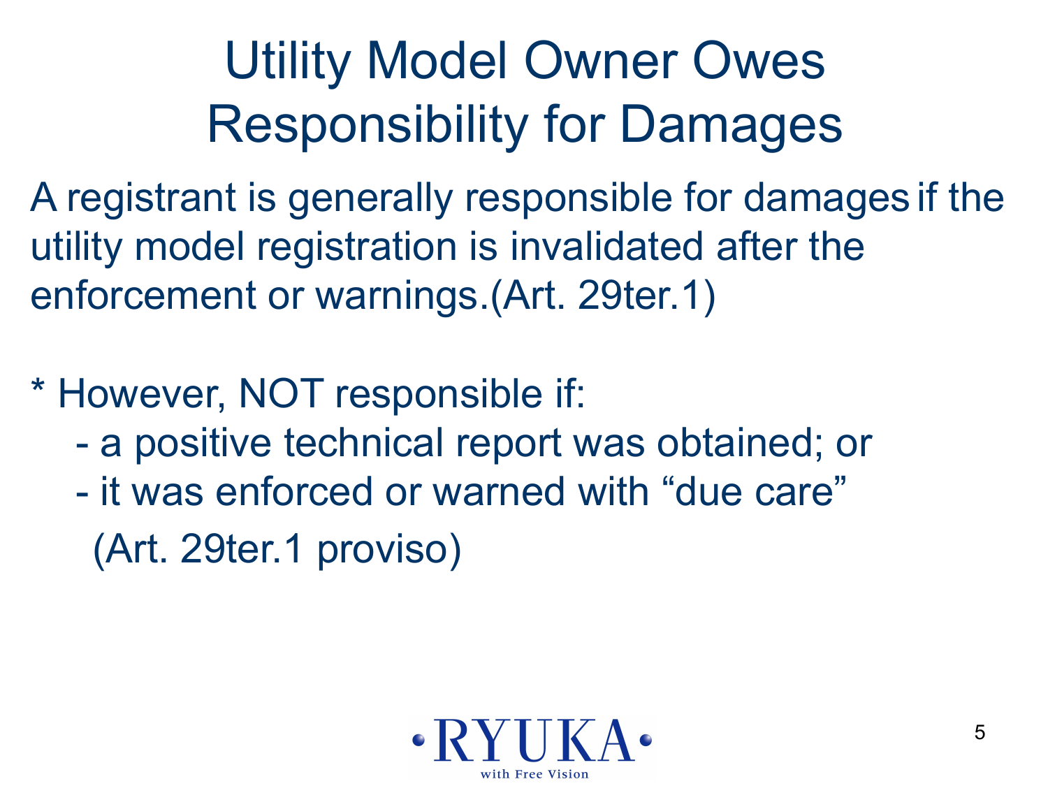# Utility Model Owner Owes Responsibility for Damages

A registrant is generally responsible for damages if the utility model registration is invalidated after the enforcement or warnings.(Art. 29ter.1)

* However, NOT responsible if:
  - a positive technical report was obtained; or
  - it was enforced or warned with “due care”

  (Art. 29ter.1 proviso)

RYUKA with Free Vision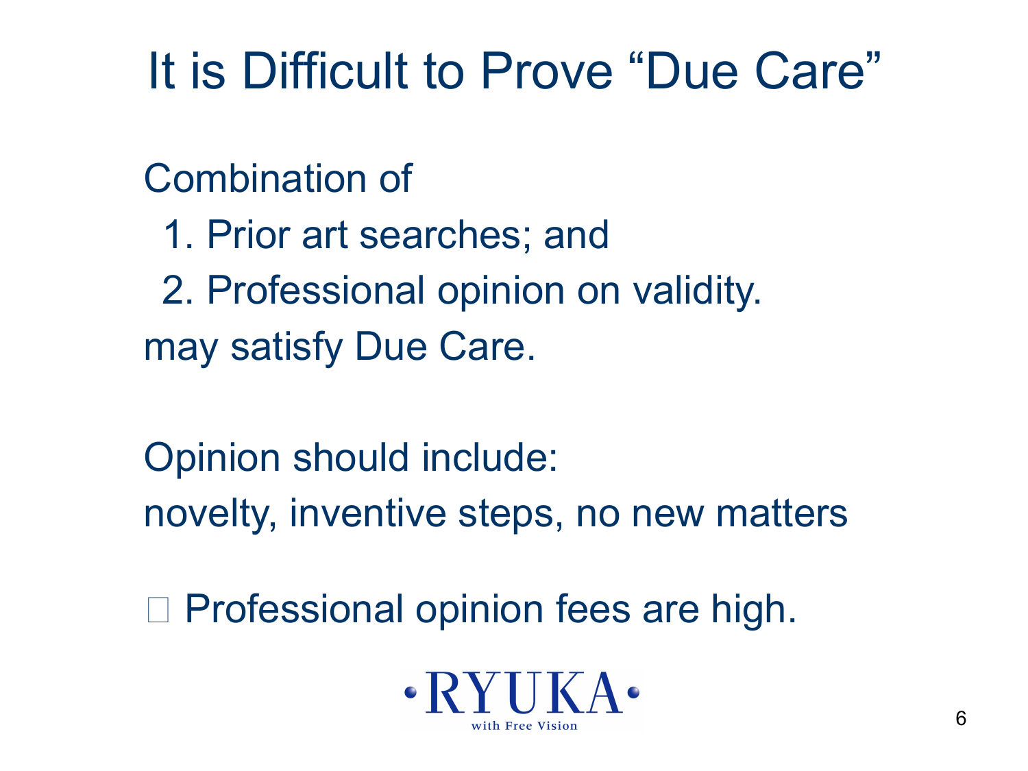# It is Difficult to Prove "Due Care"

Combination of

1. Prior art searches; and
2. Professional opinion on validity.

may satisfy Due Care.

Opinion should include:
novelty, inventive steps, no new matters

□ Professional opinion fees are high.

RYUKA
with Free Vision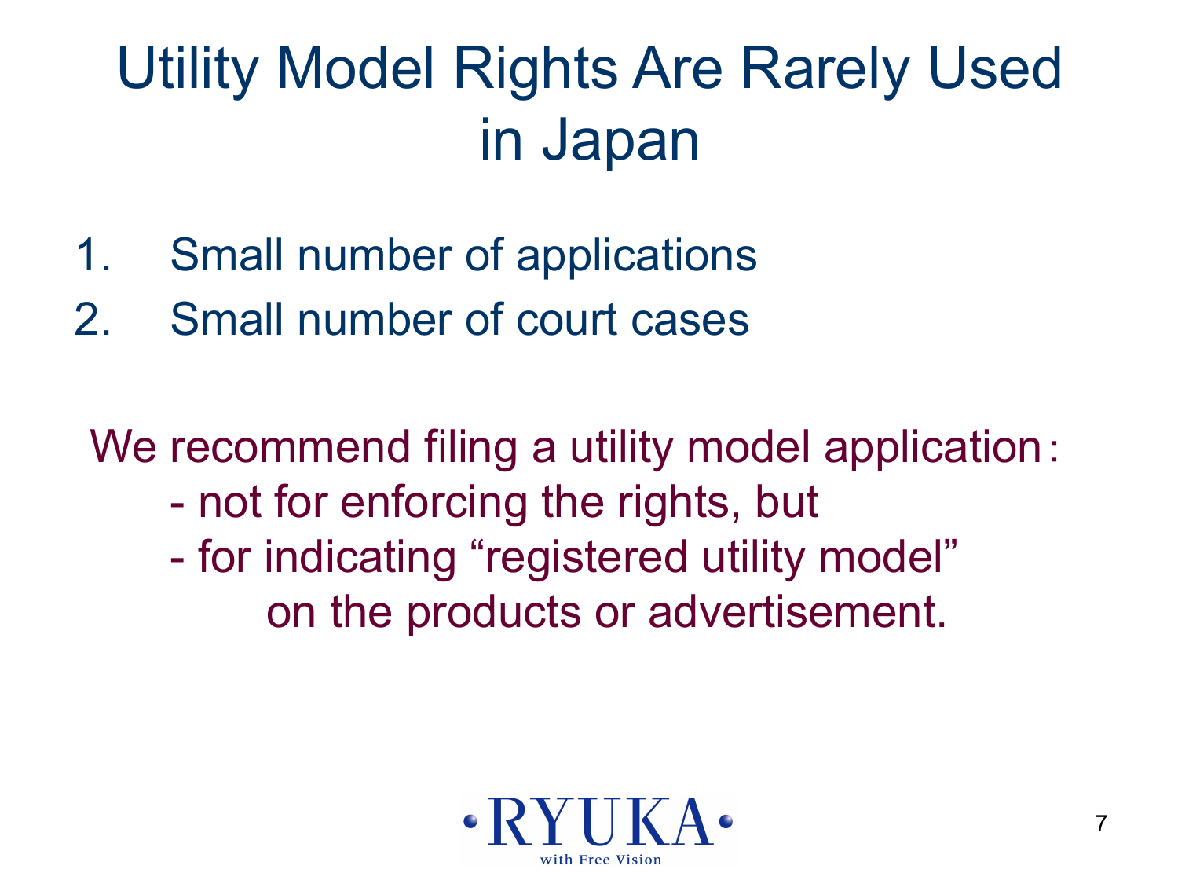# Utility Model Rights Are Rarely Used in Japan

1. Small number of applications
2. Small number of court cases

We recommend filing a utility model application：

- not for enforcing the rights, but
- for indicating “registered utility model” on the products or advertisement.

RYUKA
with Free Vision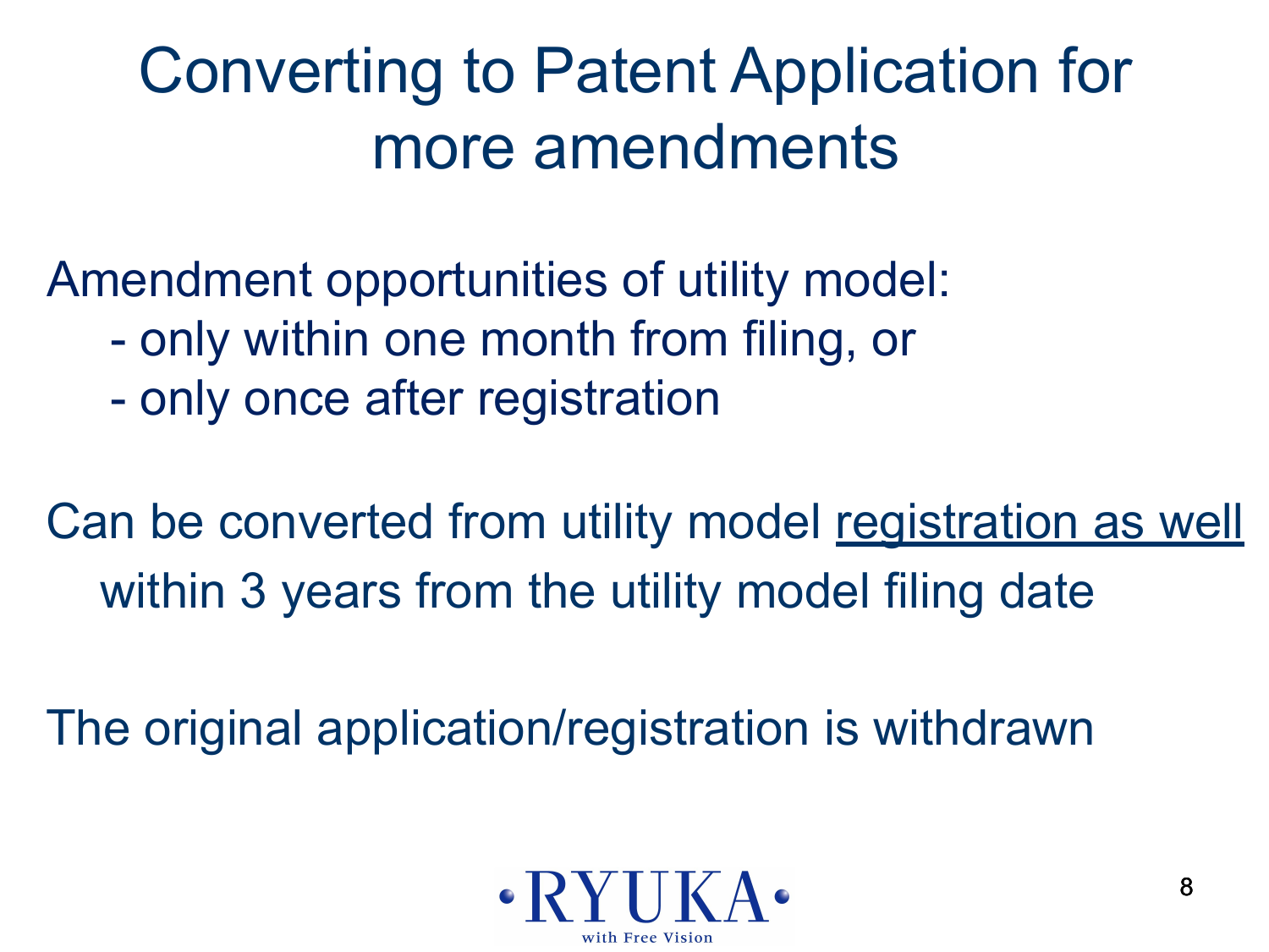# Converting to Patent Application for more amendments

Amendment opportunities of utility model:

- only within one month from filing, or
- only once after registration

Can be converted from utility model registration as well within 3 years from the utility model filing date

The original application/registration is withdrawn

RYUKA with Free Vision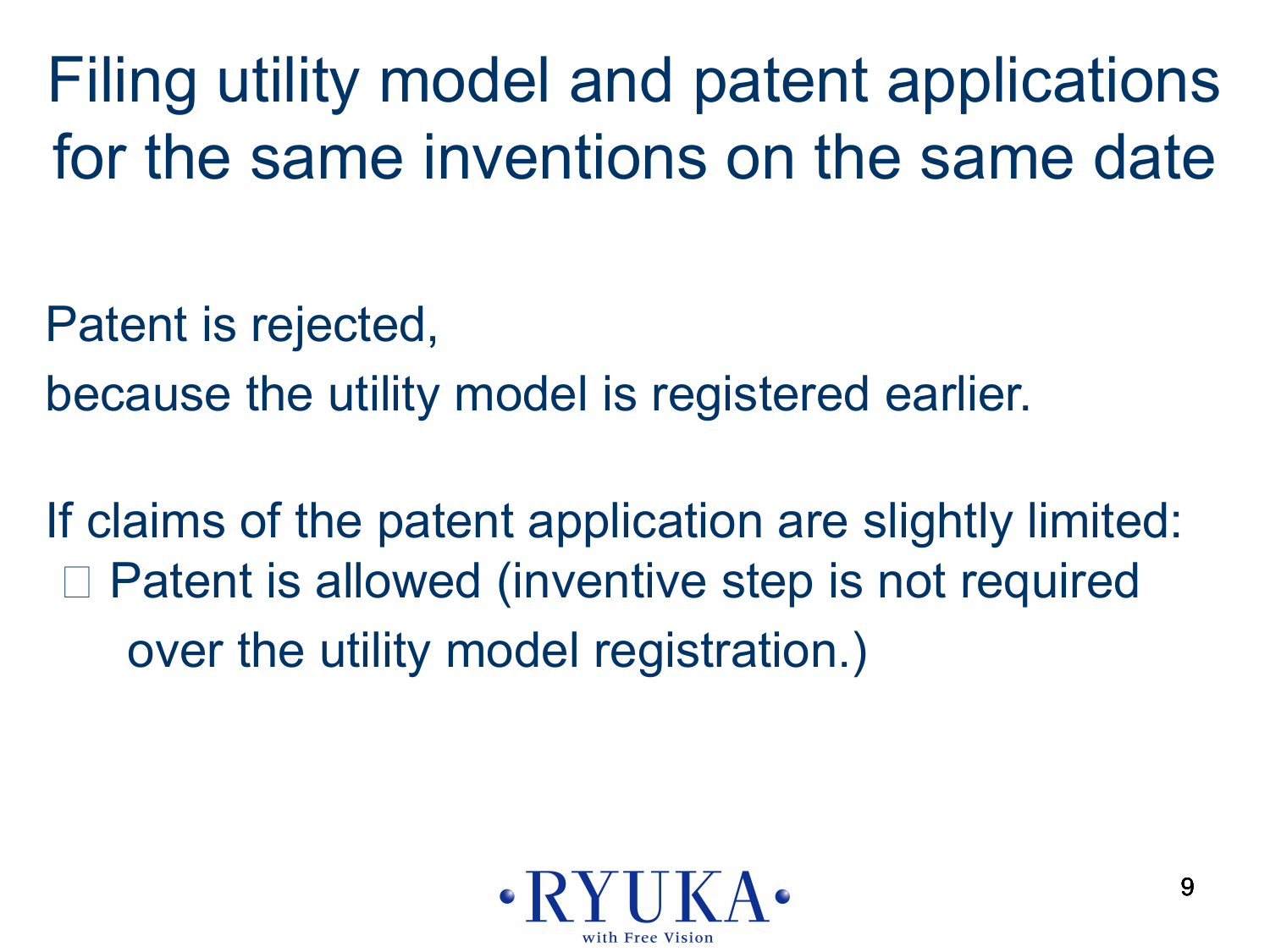# Filing utility model and patent applications for the same inventions on the same date

Patent is rejected,
because the utility model is registered earlier.

If claims of the patent application are slightly limited:

- Patent is allowed (inventive step is not required over the utility model registration.)

RYUKA
with Free Vision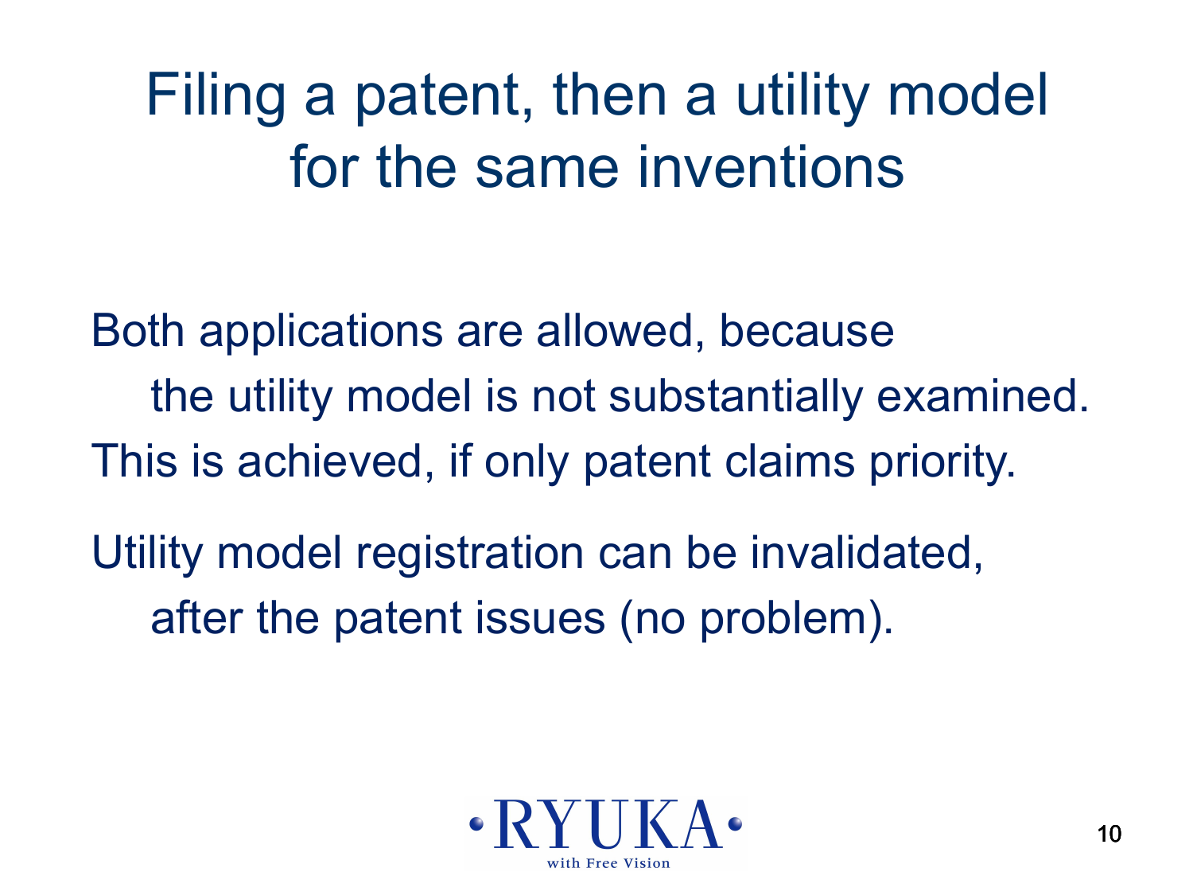# Filing a patent, then a utility model for the same inventions

Both applications are allowed, because
the utility model is not substantially examined.

This is achieved, if only patent claims priority.

Utility model registration can be invalidated,
after the patent issues (no problem).

RYUKA
with Free Vision